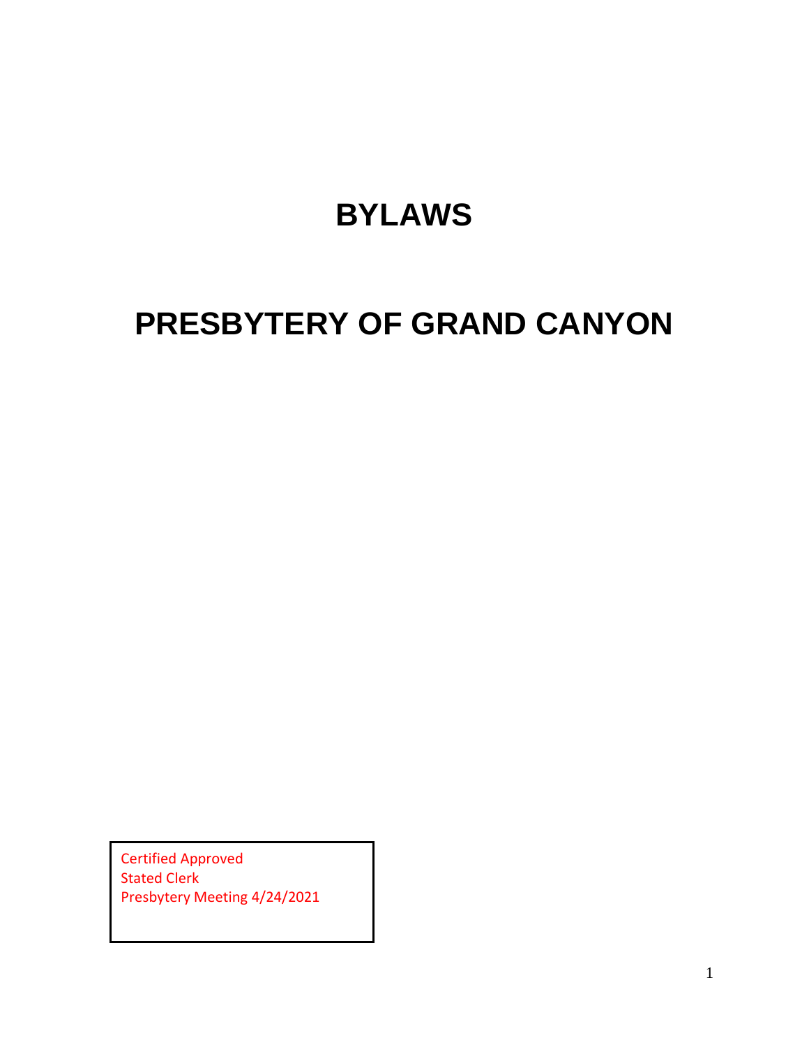# BYLAWS

# PRESBYTERY OF GRAND CANYON

Certified Approved
Stated Clerk
Presbytery Meeting 4/24/2021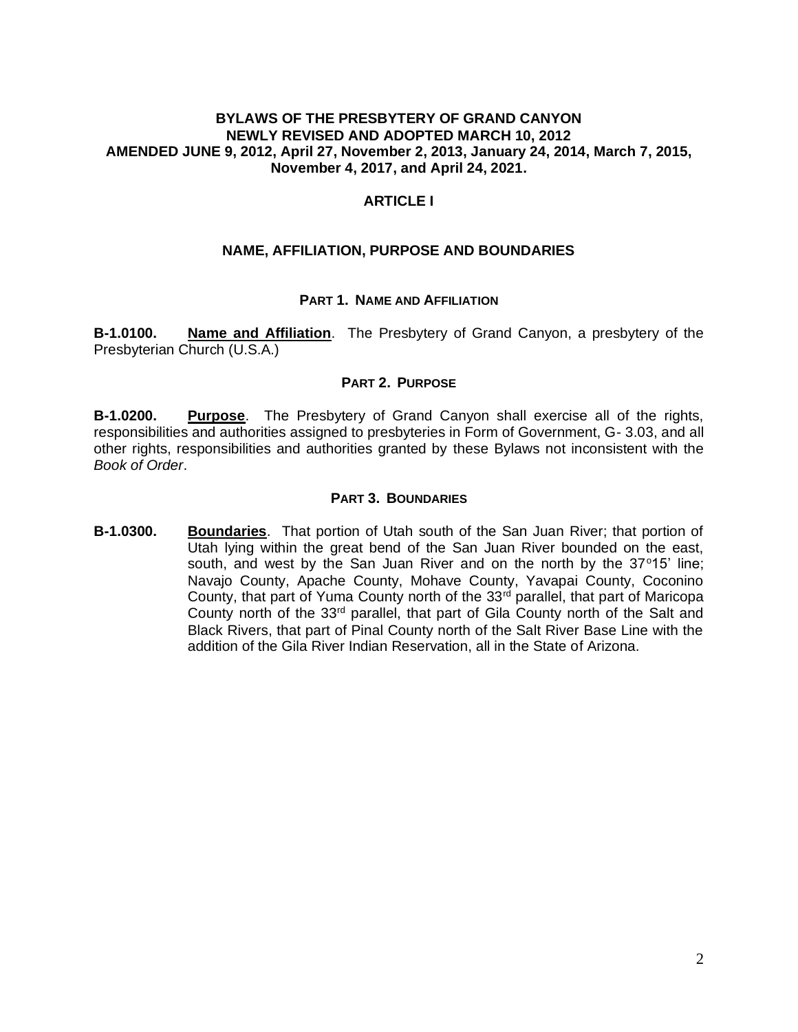# BYLAWS OF THE PRESBYTERY OF GRAND CANYON
## NEWLY REVISED AND ADOPTED MARCH 10, 2012
## AMENDED JUNE 9, 2012, April 27, November 2, 2013, January 24, 2014, March 7, 2015, November 4, 2017, and April 24, 2021.

## ARTICLE I

## NAME, AFFILIATION, PURPOSE AND BOUNDARIES

### PART 1. NAME AND AFFILIATION

**B-1.0100.** **Name and Affiliation**. The Presbytery of Grand Canyon, a presbytery of the Presbyterian Church (U.S.A.)

### PART 2. PURPOSE

**B-1.0200.** **Purpose**. The Presbytery of Grand Canyon shall exercise all of the rights, responsibilities and authorities assigned to presbyteries in Form of Government, G- 3.03, and all other rights, responsibilities and authorities granted by these Bylaws not inconsistent with the *Book of Order*.

### PART 3. BOUNDARIES

**B-1.0300.** **Boundaries**. That portion of Utah south of the San Juan River; that portion of Utah lying within the great bend of the San Juan River bounded on the east, south, and west by the San Juan River and on the north by the 37°15' line; Navajo County, Apache County, Mohave County, Yavapai County, Coconino County, that part of Yuma County north of the 33rd parallel, that part of Maricopa County north of the 33rd parallel, that part of Gila County north of the Salt and Black Rivers, that part of Pinal County north of the Salt River Base Line with the addition of the Gila River Indian Reservation, all in the State of Arizona.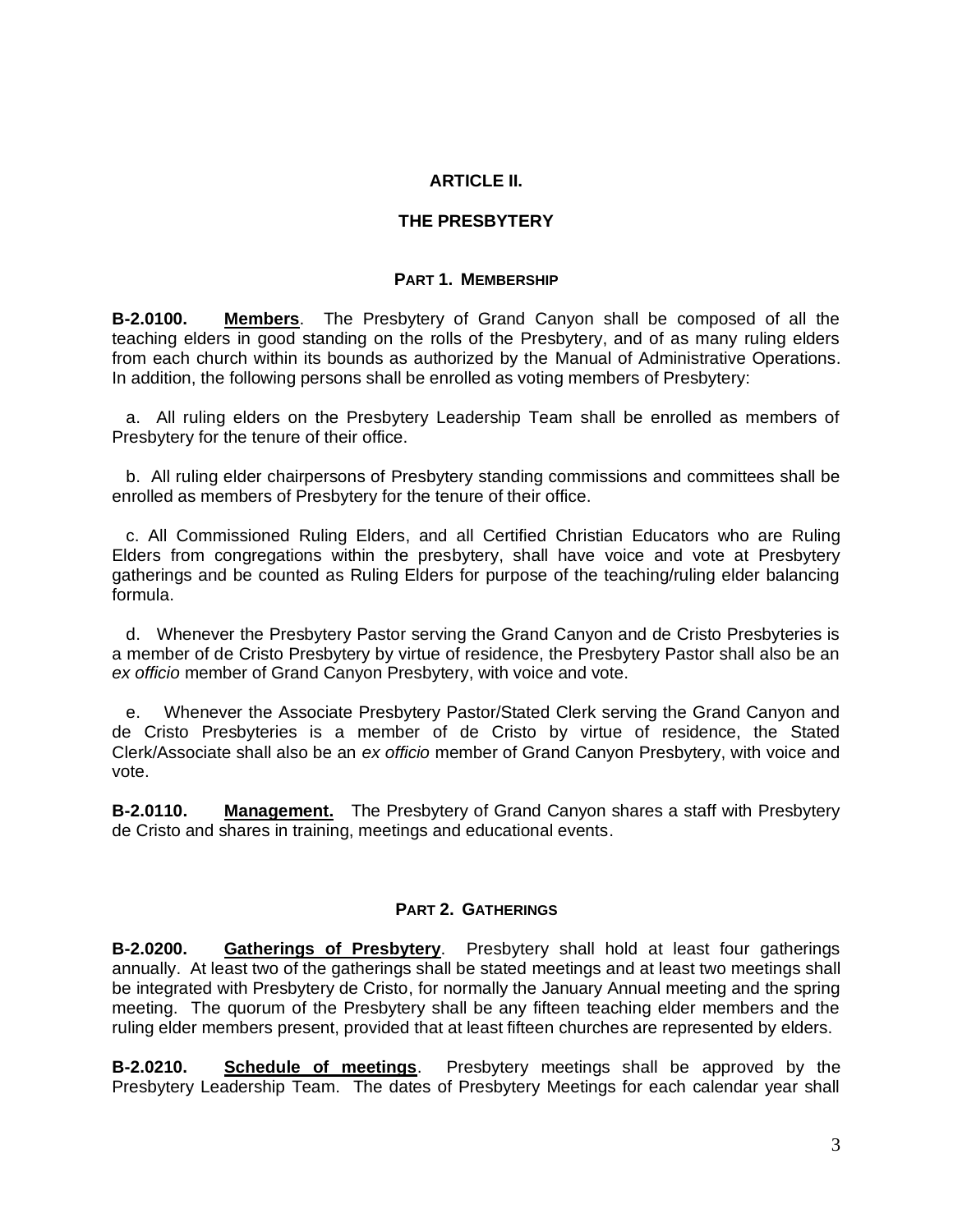## ARTICLE II.

## THE PRESBYTERY

### PART 1. MEMBERSHIP

**B-2.0100.** **Members**. The Presbytery of Grand Canyon shall be composed of all the teaching elders in good standing on the rolls of the Presbytery, and of as many ruling elders from each church within its bounds as authorized by the Manual of Administrative Operations. In addition, the following persons shall be enrolled as voting members of Presbytery:

a. All ruling elders on the Presbytery Leadership Team shall be enrolled as members of Presbytery for the tenure of their office.

b. All ruling elder chairpersons of Presbytery standing commissions and committees shall be enrolled as members of Presbytery for the tenure of their office.

c. All Commissioned Ruling Elders, and all Certified Christian Educators who are Ruling Elders from congregations within the presbytery, shall have voice and vote at Presbytery gatherings and be counted as Ruling Elders for purpose of the teaching/ruling elder balancing formula.

d. Whenever the Presbytery Pastor serving the Grand Canyon and de Cristo Presbyteries is a member of de Cristo Presbytery by virtue of residence, the Presbytery Pastor shall also be an *ex officio* member of Grand Canyon Presbytery, with voice and vote.

e. Whenever the Associate Presbytery Pastor/Stated Clerk serving the Grand Canyon and de Cristo Presbyteries is a member of de Cristo by virtue of residence, the Stated Clerk/Associate shall also be an *ex officio* member of Grand Canyon Presbytery, with voice and vote.

**B-2.0110.** **Management.** The Presbytery of Grand Canyon shares a staff with Presbytery de Cristo and shares in training, meetings and educational events.

### PART 2. GATHERINGS

**B-2.0200.** **Gatherings of Presbytery**. Presbytery shall hold at least four gatherings annually. At least two of the gatherings shall be stated meetings and at least two meetings shall be integrated with Presbytery de Cristo, for normally the January Annual meeting and the spring meeting. The quorum of the Presbytery shall be any fifteen teaching elder members and the ruling elder members present, provided that at least fifteen churches are represented by elders.

**B-2.0210.** **Schedule of meetings**. Presbytery meetings shall be approved by the Presbytery Leadership Team. The dates of Presbytery Meetings for each calendar year shall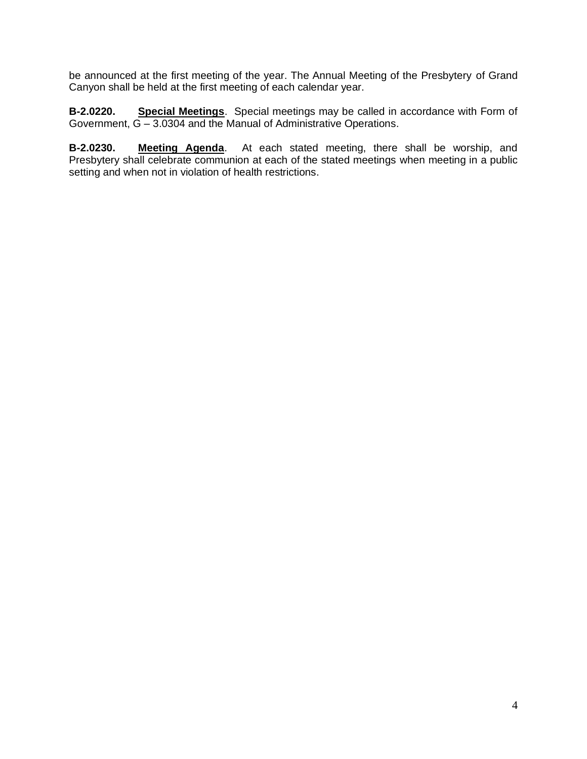be announced at the first meeting of the year. The Annual Meeting of the Presbytery of Grand Canyon shall be held at the first meeting of each calendar year.

**B-2.0220.** **Special Meetings**. Special meetings may be called in accordance with Form of Government, G – 3.0304 and the Manual of Administrative Operations.

**B-2.0230.** **Meeting Agenda**. At each stated meeting, there shall be worship, and Presbytery shall celebrate communion at each of the stated meetings when meeting in a public setting and when not in violation of health restrictions.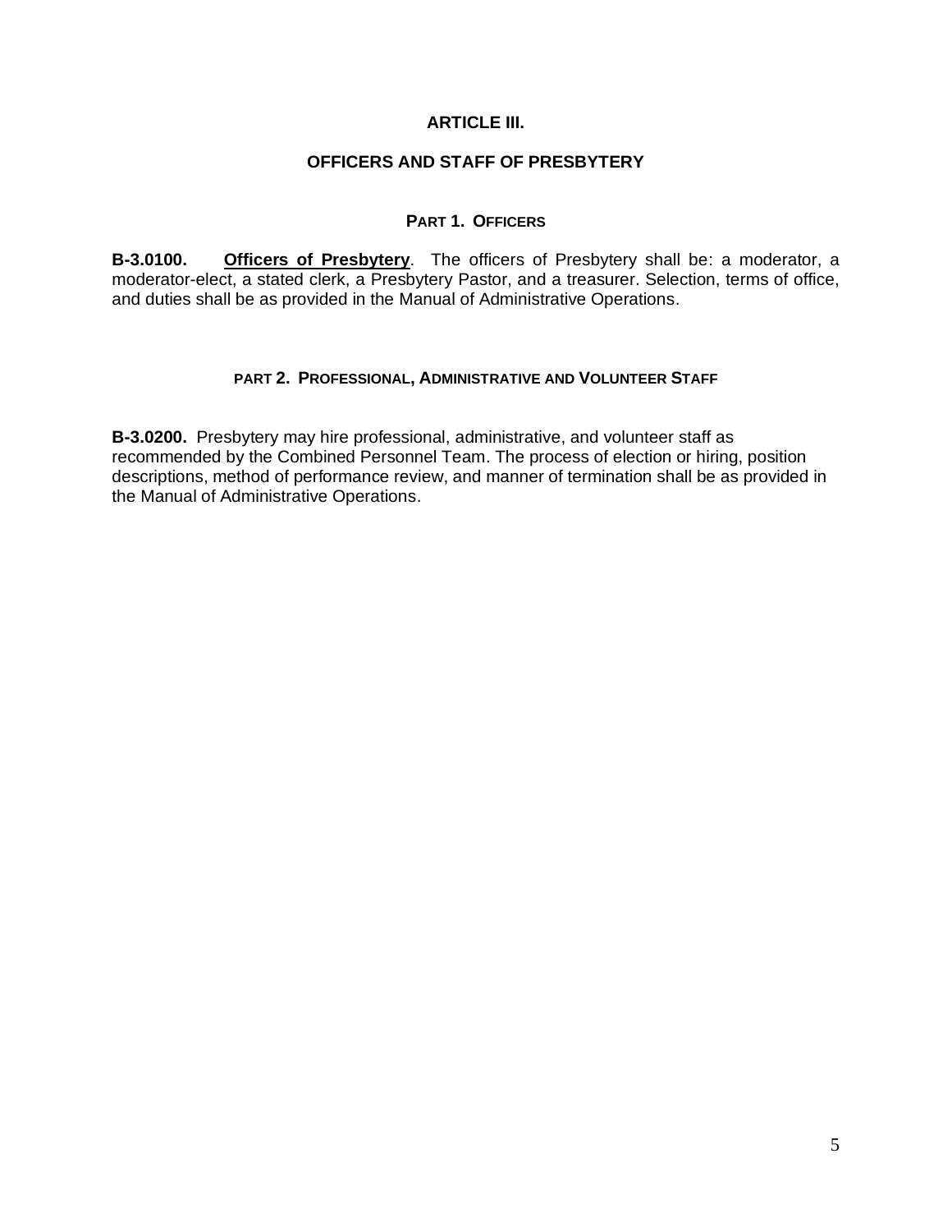# ARTICLE III.

## OFFICERS AND STAFF OF PRESBYTERY

### PART 1. OFFICERS

**B-3.0100.** **Officers of Presbytery**. The officers of Presbytery shall be: a moderator, a moderator-elect, a stated clerk, a Presbytery Pastor, and a treasurer. Selection, terms of office, and duties shall be as provided in the Manual of Administrative Operations.

### PART 2. PROFESSIONAL, ADMINISTRATIVE AND VOLUNTEER STAFF

**B-3.0200.** Presbytery may hire professional, administrative, and volunteer staff as recommended by the Combined Personnel Team. The process of election or hiring, position descriptions, method of performance review, and manner of termination shall be as provided in the Manual of Administrative Operations.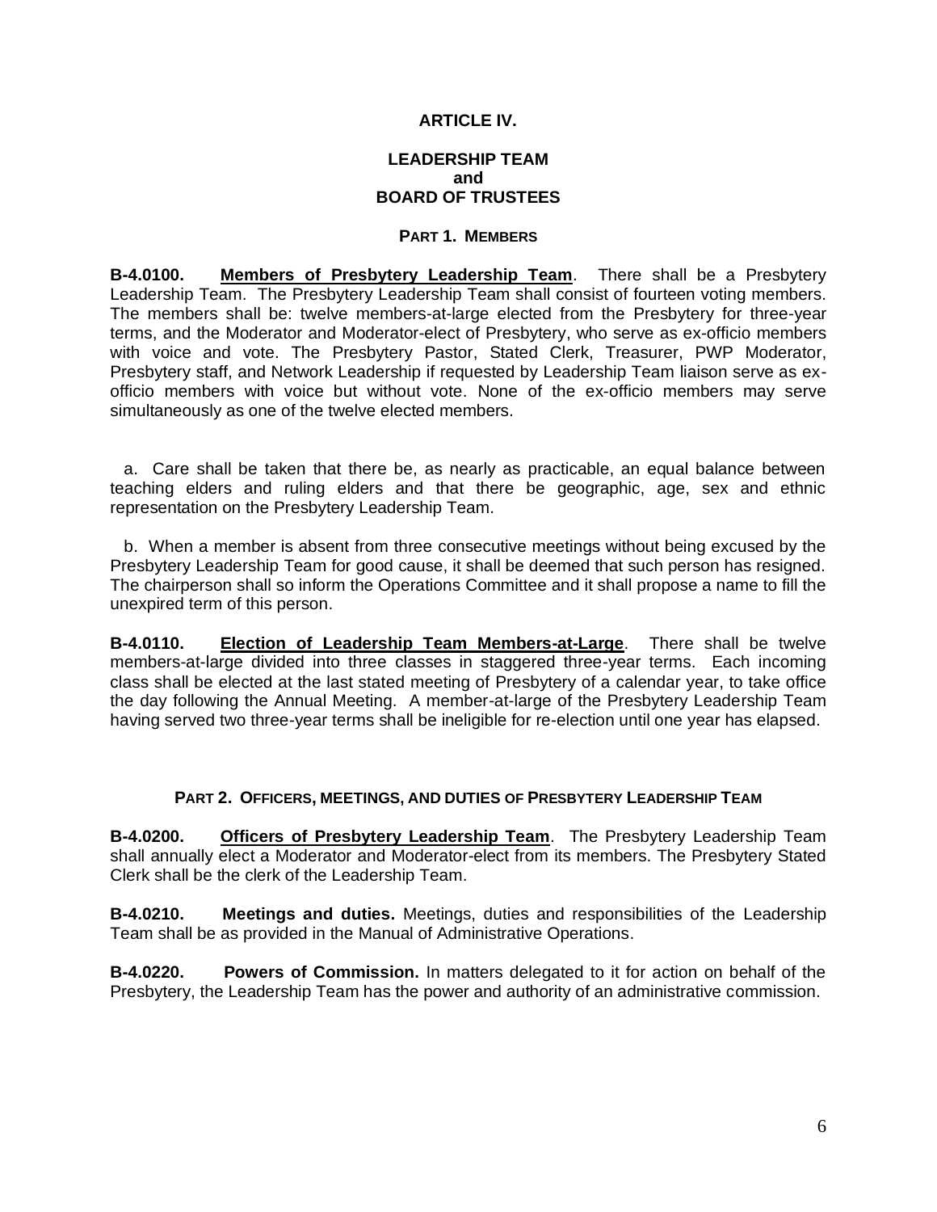## ARTICLE IV.

### LEADERSHIP TEAM
### and
### BOARD OF TRUSTEES

#### PART 1. MEMBERS

**B-4.0100.** **Members of Presbytery Leadership Team**. There shall be a Presbytery Leadership Team. The Presbytery Leadership Team shall consist of fourteen voting members. The members shall be: twelve members-at-large elected from the Presbytery for three-year terms, and the Moderator and Moderator-elect of Presbytery, who serve as ex-officio members with voice and vote. The Presbytery Pastor, Stated Clerk, Treasurer, PWP Moderator, Presbytery staff, and Network Leadership if requested by Leadership Team liaison serve as ex-officio members with voice but without vote. None of the ex-officio members may serve simultaneously as one of the twelve elected members.

a. Care shall be taken that there be, as nearly as practicable, an equal balance between teaching elders and ruling elders and that there be geographic, age, sex and ethnic representation on the Presbytery Leadership Team.

b. When a member is absent from three consecutive meetings without being excused by the Presbytery Leadership Team for good cause, it shall be deemed that such person has resigned. The chairperson shall so inform the Operations Committee and it shall propose a name to fill the unexpired term of this person.

**B-4.0110.** **Election of Leadership Team Members-at-Large**. There shall be twelve members-at-large divided into three classes in staggered three-year terms. Each incoming class shall be elected at the last stated meeting of Presbytery of a calendar year, to take office the day following the Annual Meeting. A member-at-large of the Presbytery Leadership Team having served two three-year terms shall be ineligible for re-election until one year has elapsed.

#### PART 2. OFFICERS, MEETINGS, AND DUTIES OF PRESBYTERY LEADERSHIP TEAM

**B-4.0200.** **Officers of Presbytery Leadership Team**. The Presbytery Leadership Team shall annually elect a Moderator and Moderator-elect from its members. The Presbytery Stated Clerk shall be the clerk of the Leadership Team.

**B-4.0210.** **Meetings and duties.** Meetings, duties and responsibilities of the Leadership Team shall be as provided in the Manual of Administrative Operations.

**B-4.0220.** **Powers of Commission.** In matters delegated to it for action on behalf of the Presbytery, the Leadership Team has the power and authority of an administrative commission.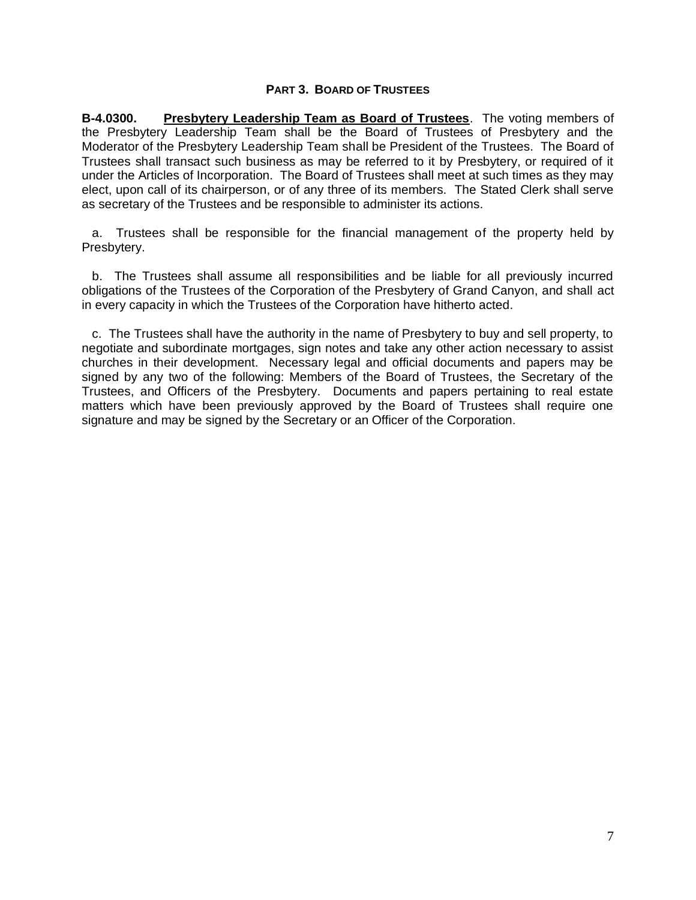## PART 3. BOARD OF TRUSTEES

**B-4.0300.** **Presbytery Leadership Team as Board of Trustees**. The voting members of the Presbytery Leadership Team shall be the Board of Trustees of Presbytery and the Moderator of the Presbytery Leadership Team shall be President of the Trustees. The Board of Trustees shall transact such business as may be referred to it by Presbytery, or required of it under the Articles of Incorporation. The Board of Trustees shall meet at such times as they may elect, upon call of its chairperson, or of any three of its members. The Stated Clerk shall serve as secretary of the Trustees and be responsible to administer its actions.

a. Trustees shall be responsible for the financial management of the property held by Presbytery.

b. The Trustees shall assume all responsibilities and be liable for all previously incurred obligations of the Trustees of the Corporation of the Presbytery of Grand Canyon, and shall act in every capacity in which the Trustees of the Corporation have hitherto acted.

c. The Trustees shall have the authority in the name of Presbytery to buy and sell property, to negotiate and subordinate mortgages, sign notes and take any other action necessary to assist churches in their development. Necessary legal and official documents and papers may be signed by any two of the following: Members of the Board of Trustees, the Secretary of the Trustees, and Officers of the Presbytery. Documents and papers pertaining to real estate matters which have been previously approved by the Board of Trustees shall require one signature and may be signed by the Secretary or an Officer of the Corporation.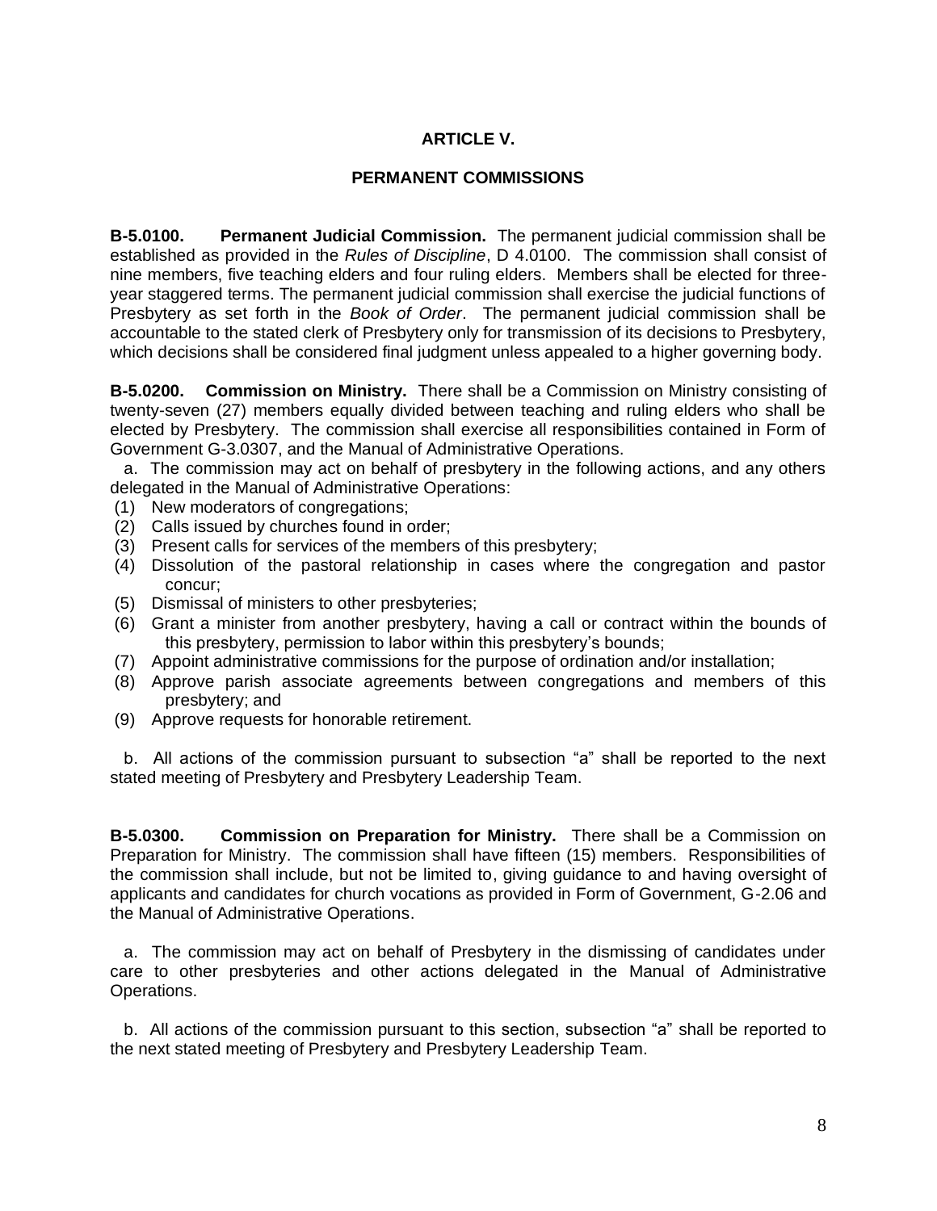## ARTICLE V.

## PERMANENT COMMISSIONS

**B-5.0100. Permanent Judicial Commission.** The permanent judicial commission shall be established as provided in the *Rules of Discipline*, D 4.0100. The commission shall consist of nine members, five teaching elders and four ruling elders. Members shall be elected for three-year staggered terms. The permanent judicial commission shall exercise the judicial functions of Presbytery as set forth in the *Book of Order*. The permanent judicial commission shall be accountable to the stated clerk of Presbytery only for transmission of its decisions to Presbytery, which decisions shall be considered final judgment unless appealed to a higher governing body.

**B-5.0200. Commission on Ministry.** There shall be a Commission on Ministry consisting of twenty-seven (27) members equally divided between teaching and ruling elders who shall be elected by Presbytery. The commission shall exercise all responsibilities contained in Form of Government G-3.0307, and the Manual of Administrative Operations.

a. The commission may act on behalf of presbytery in the following actions, and any others delegated in the Manual of Administrative Operations:

(1) New moderators of congregations;
(2) Calls issued by churches found in order;
(3) Present calls for services of the members of this presbytery;
(4) Dissolution of the pastoral relationship in cases where the congregation and pastor concur;
(5) Dismissal of ministers to other presbyteries;
(6) Grant a minister from another presbytery, having a call or contract within the bounds of this presbytery, permission to labor within this presbytery's bounds;
(7) Appoint administrative commissions for the purpose of ordination and/or installation;
(8) Approve parish associate agreements between congregations and members of this presbytery; and
(9) Approve requests for honorable retirement.

b. All actions of the commission pursuant to subsection "a" shall be reported to the next stated meeting of Presbytery and Presbytery Leadership Team.

**B-5.0300. Commission on Preparation for Ministry.** There shall be a Commission on Preparation for Ministry. The commission shall have fifteen (15) members. Responsibilities of the commission shall include, but not be limited to, giving guidance to and having oversight of applicants and candidates for church vocations as provided in Form of Government, G-2.06 and the Manual of Administrative Operations.

a. The commission may act on behalf of Presbytery in the dismissing of candidates under care to other presbyteries and other actions delegated in the Manual of Administrative Operations.

b. All actions of the commission pursuant to this section, subsection "a" shall be reported to the next stated meeting of Presbytery and Presbytery Leadership Team.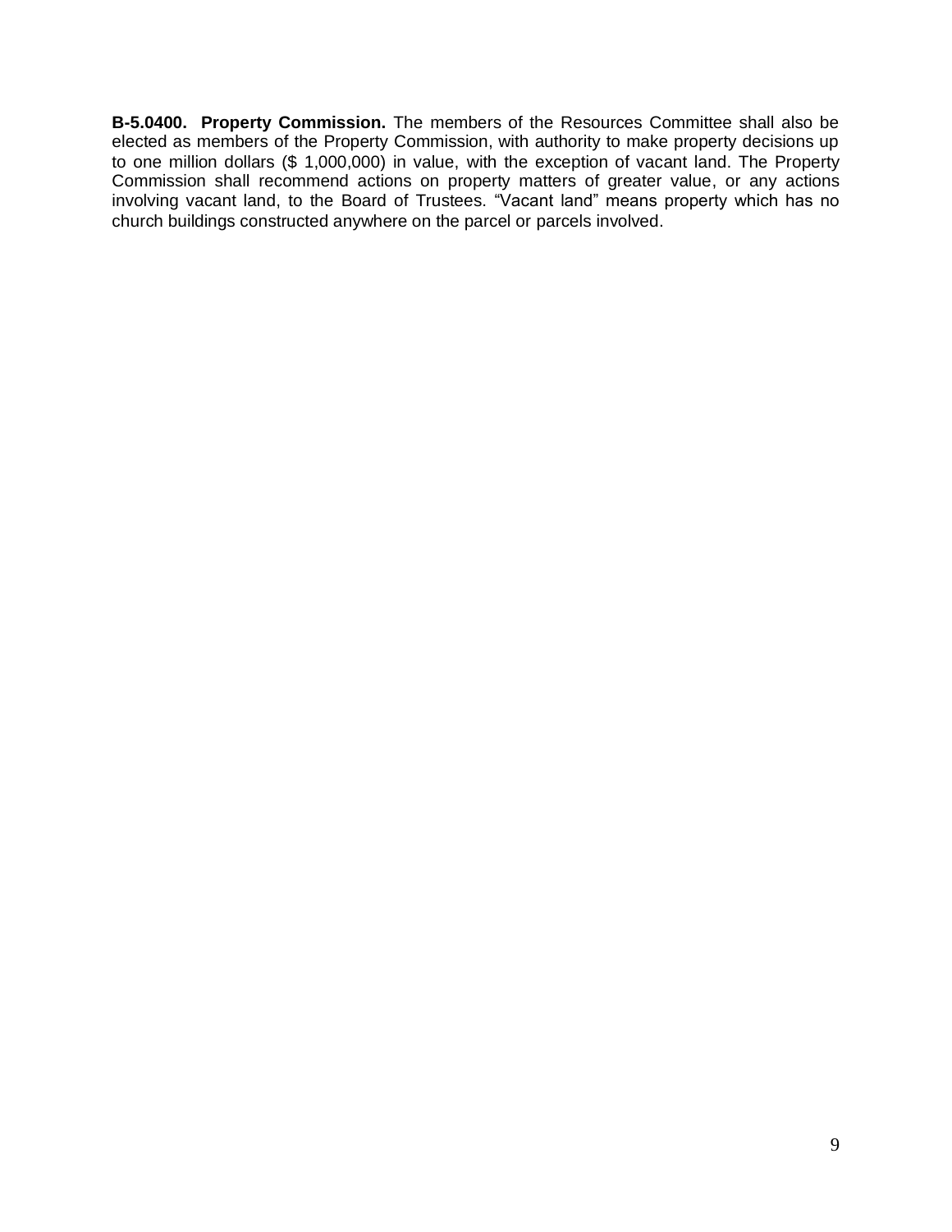**B-5.0400. Property Commission.** The members of the Resources Committee shall also be elected as members of the Property Commission, with authority to make property decisions up to one million dollars ($ 1,000,000) in value, with the exception of vacant land. The Property Commission shall recommend actions on property matters of greater value, or any actions involving vacant land, to the Board of Trustees. “Vacant land” means property which has no church buildings constructed anywhere on the parcel or parcels involved.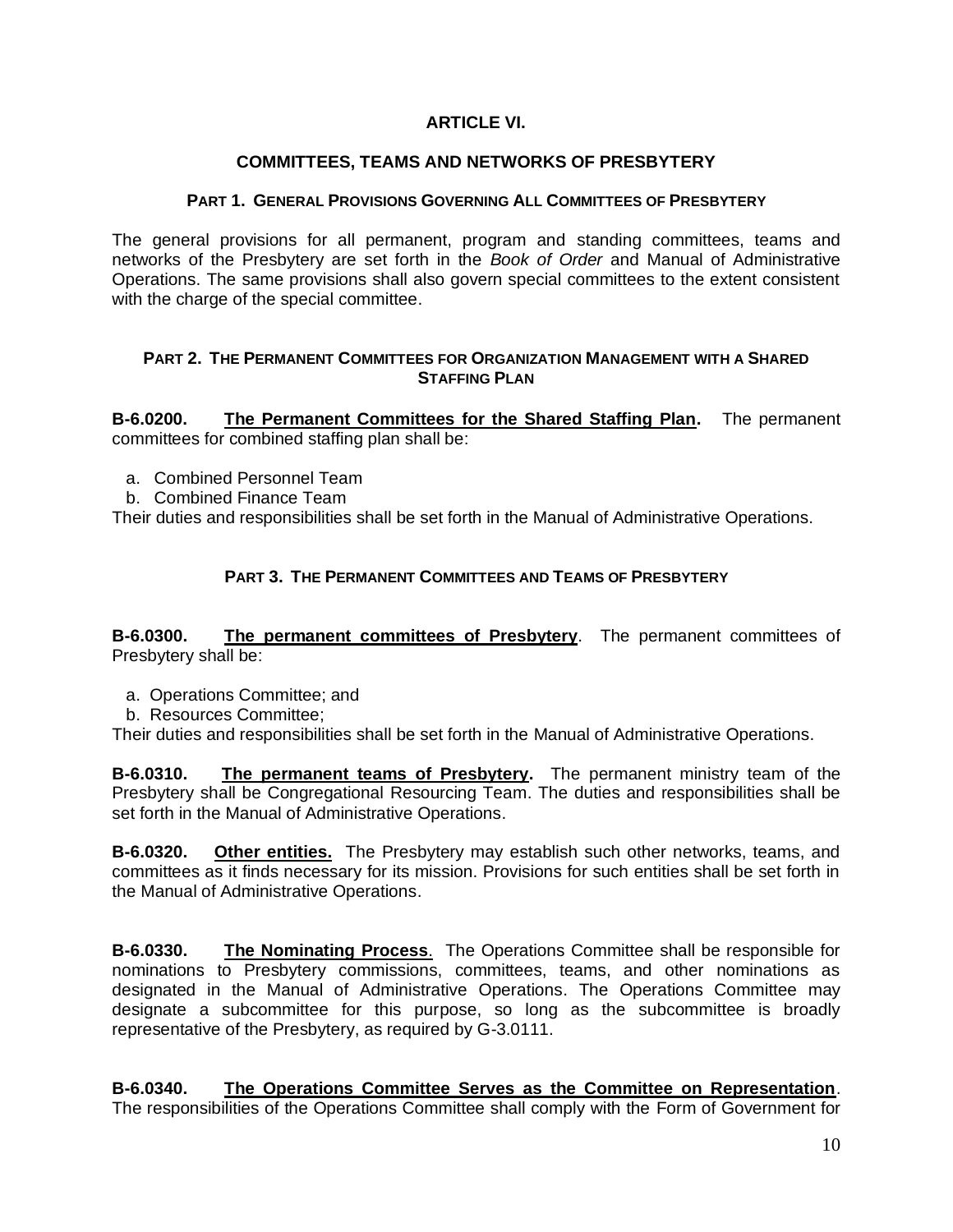## ARTICLE VI.

## COMMITTEES, TEAMS AND NETWORKS OF PRESBYTERY

### PART 1. GENERAL PROVISIONS GOVERNING ALL COMMITTEES OF PRESBYTERY

The general provisions for all permanent, program and standing committees, teams and networks of the Presbytery are set forth in the *Book of Order* and Manual of Administrative Operations. The same provisions shall also govern special committees to the extent consistent with the charge of the special committee.

### PART 2. THE PERMANENT COMMITTEES FOR ORGANIZATION MANAGEMENT WITH A SHARED STAFFING PLAN

**B-6.0200.** **The Permanent Committees for the Shared Staffing Plan.** The permanent committees for combined staffing plan shall be:

a. Combined Personnel Team
b. Combined Finance Team

Their duties and responsibilities shall be set forth in the Manual of Administrative Operations.

### PART 3. THE PERMANENT COMMITTEES AND TEAMS OF PRESBYTERY

**B-6.0300.** **The permanent committees of Presbytery**. The permanent committees of Presbytery shall be:

a. Operations Committee; and
b. Resources Committee;

Their duties and responsibilities shall be set forth in the Manual of Administrative Operations.

**B-6.0310.** **The permanent teams of Presbytery.** The permanent ministry team of the Presbytery shall be Congregational Resourcing Team. The duties and responsibilities shall be set forth in the Manual of Administrative Operations.

**B-6.0320.** **Other entities.** The Presbytery may establish such other networks, teams, and committees as it finds necessary for its mission. Provisions for such entities shall be set forth in the Manual of Administrative Operations.

**B-6.0330.** **The Nominating Process**. The Operations Committee shall be responsible for nominations to Presbytery commissions, committees, teams, and other nominations as designated in the Manual of Administrative Operations. The Operations Committee may designate a subcommittee for this purpose, so long as the subcommittee is broadly representative of the Presbytery, as required by G-3.0111.

**B-6.0340.** **The Operations Committee Serves as the Committee on Representation**. The responsibilities of the Operations Committee shall comply with the Form of Government for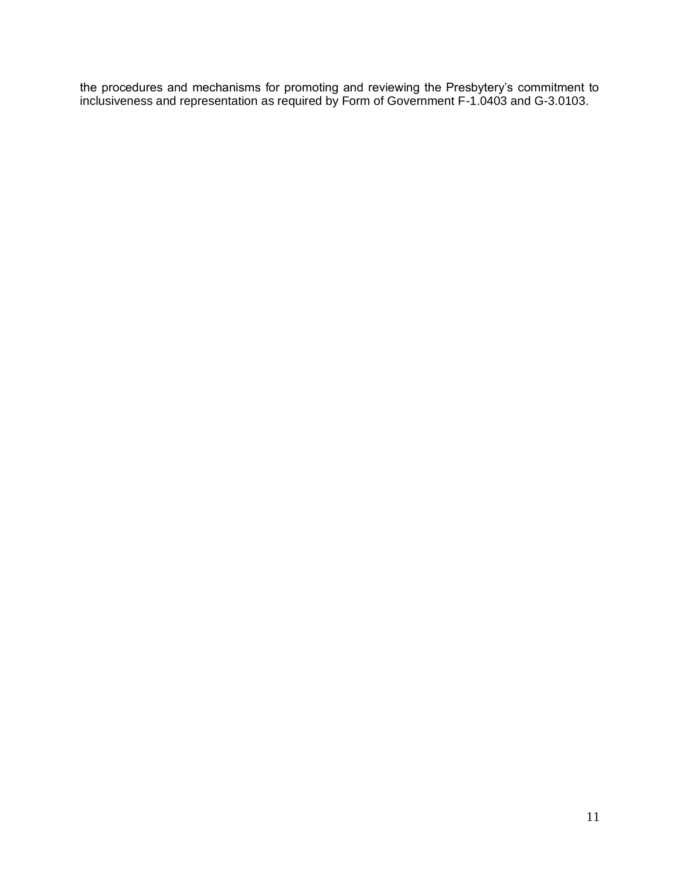the procedures and mechanisms for promoting and reviewing the Presbytery's commitment to inclusiveness and representation as required by Form of Government F-1.0403 and G-3.0103.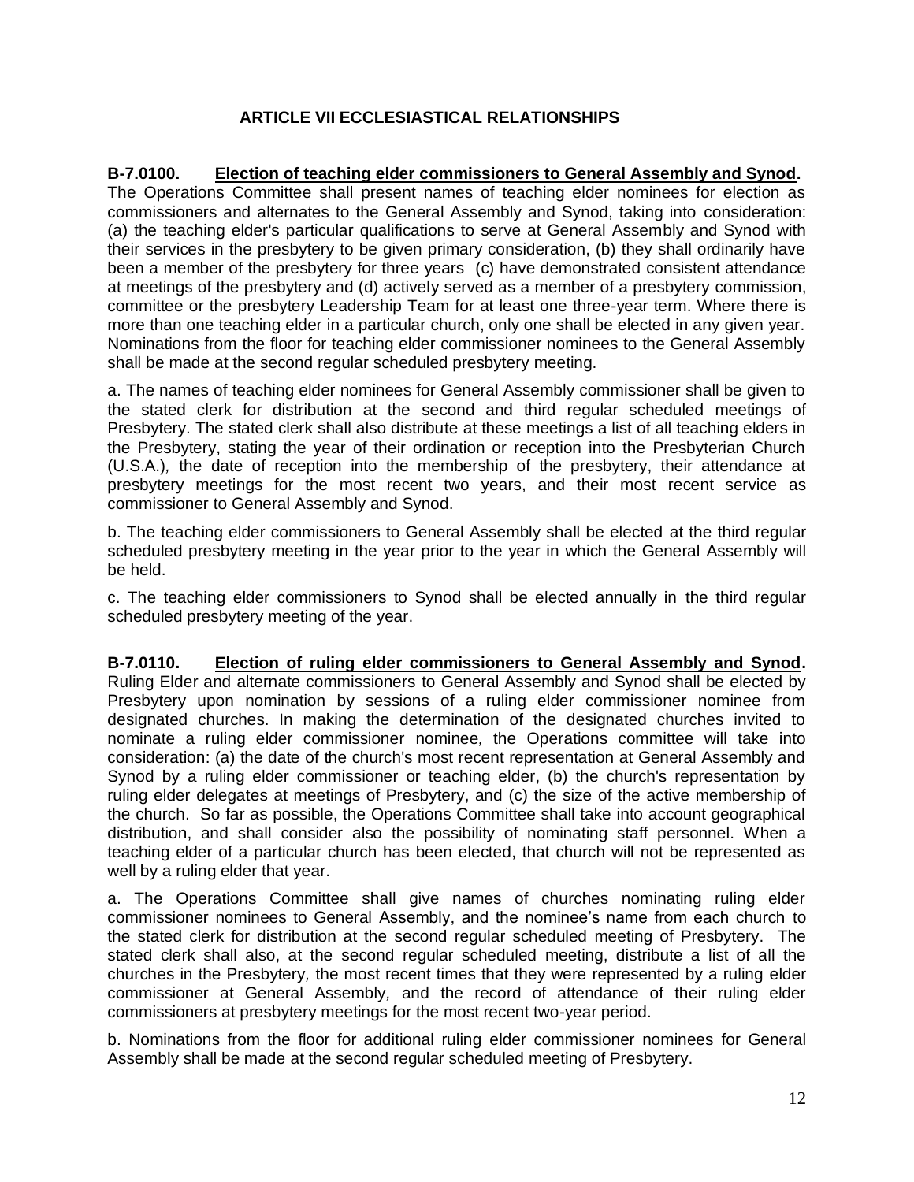## ARTICLE VII ECCLESIASTICAL RELATIONSHIPS

**B-7.0100. Election of teaching elder commissioners to General Assembly and Synod.** The Operations Committee shall present names of teaching elder nominees for election as commissioners and alternates to the General Assembly and Synod, taking into consideration: (a) the teaching elder's particular qualifications to serve at General Assembly and Synod with their services in the presbytery to be given primary consideration, (b) they shall ordinarily have been a member of the presbytery for three years (c) have demonstrated consistent attendance at meetings of the presbytery and (d) actively served as a member of a presbytery commission, committee or the presbytery Leadership Team for at least one three-year term. Where there is more than one teaching elder in a particular church, only one shall be elected in any given year. Nominations from the floor for teaching elder commissioner nominees to the General Assembly shall be made at the second regular scheduled presbytery meeting.

a. The names of teaching elder nominees for General Assembly commissioner shall be given to the stated clerk for distribution at the second and third regular scheduled meetings of Presbytery. The stated clerk shall also distribute at these meetings a list of all teaching elders in the Presbytery, stating the year of their ordination or reception into the Presbyterian Church (U.S.A.), the date of reception into the membership of the presbytery, their attendance at presbytery meetings for the most recent two years, and their most recent service as commissioner to General Assembly and Synod.

b. The teaching elder commissioners to General Assembly shall be elected at the third regular scheduled presbytery meeting in the year prior to the year in which the General Assembly will be held.

c. The teaching elder commissioners to Synod shall be elected annually in the third regular scheduled presbytery meeting of the year.

**B-7.0110. Election of ruling elder commissioners to General Assembly and Synod.** Ruling Elder and alternate commissioners to General Assembly and Synod shall be elected by Presbytery upon nomination by sessions of a ruling elder commissioner nominee from designated churches. In making the determination of the designated churches invited to nominate a ruling elder commissioner nominee, the Operations committee will take into consideration: (a) the date of the church's most recent representation at General Assembly and Synod by a ruling elder commissioner or teaching elder, (b) the church's representation by ruling elder delegates at meetings of Presbytery, and (c) the size of the active membership of the church. So far as possible, the Operations Committee shall take into account geographical distribution, and shall consider also the possibility of nominating staff personnel. When a teaching elder of a particular church has been elected, that church will not be represented as well by a ruling elder that year.

a. The Operations Committee shall give names of churches nominating ruling elder commissioner nominees to General Assembly, and the nominee's name from each church to the stated clerk for distribution at the second regular scheduled meeting of Presbytery. The stated clerk shall also, at the second regular scheduled meeting, distribute a list of all the churches in the Presbytery, the most recent times that they were represented by a ruling elder commissioner at General Assembly, and the record of attendance of their ruling elder commissioners at presbytery meetings for the most recent two-year period.

b. Nominations from the floor for additional ruling elder commissioner nominees for General Assembly shall be made at the second regular scheduled meeting of Presbytery.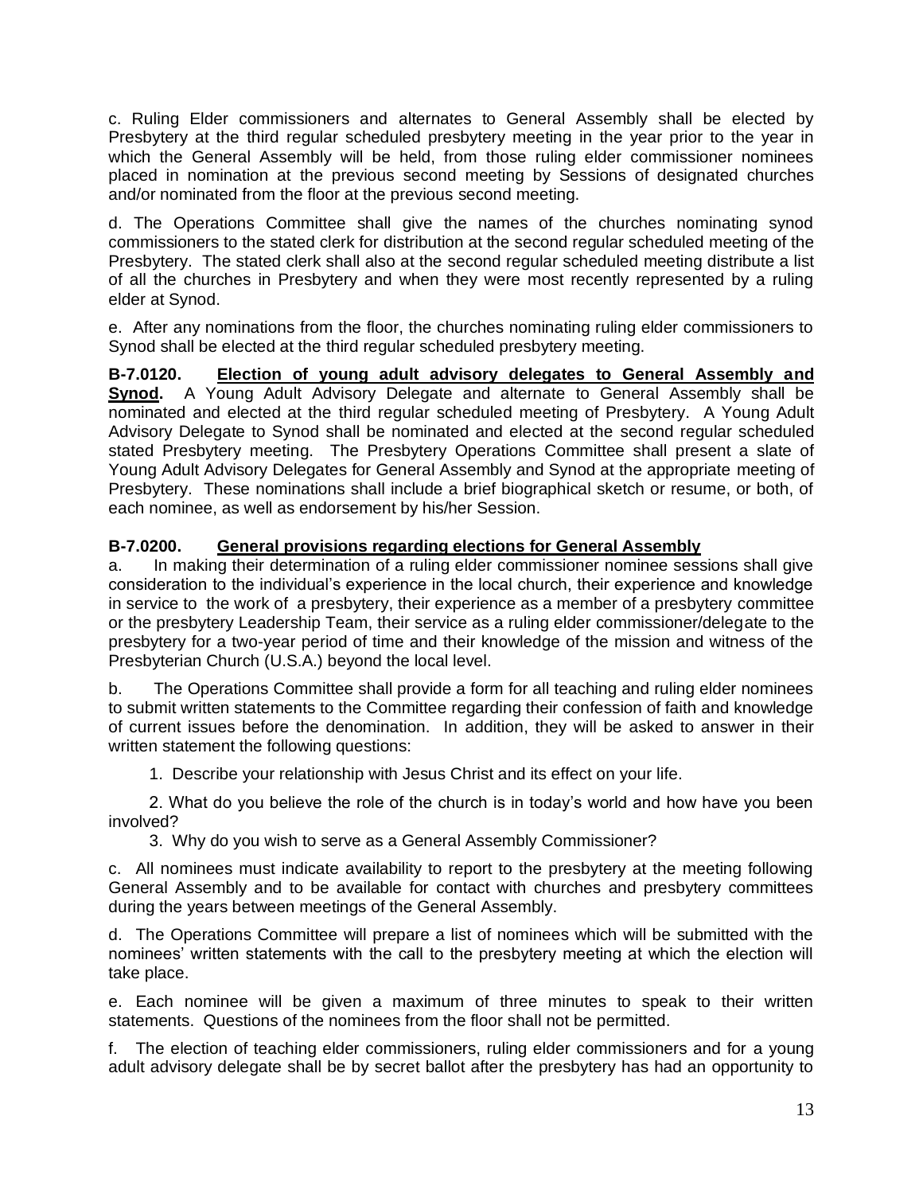c. Ruling Elder commissioners and alternates to General Assembly shall be elected by Presbytery at the third regular scheduled presbytery meeting in the year prior to the year in which the General Assembly will be held, from those ruling elder commissioner nominees placed in nomination at the previous second meeting by Sessions of designated churches and/or nominated from the floor at the previous second meeting.

d. The Operations Committee shall give the names of the churches nominating synod commissioners to the stated clerk for distribution at the second regular scheduled meeting of the Presbytery. The stated clerk shall also at the second regular scheduled meeting distribute a list of all the churches in Presbytery and when they were most recently represented by a ruling elder at Synod.

e. After any nominations from the floor, the churches nominating ruling elder commissioners to Synod shall be elected at the third regular scheduled presbytery meeting.

**B-7.0120. <u>Election of young adult advisory delegates to General Assembly and Synod</u>.** A Young Adult Advisory Delegate and alternate to General Assembly shall be nominated and elected at the third regular scheduled meeting of Presbytery. A Young Adult Advisory Delegate to Synod shall be nominated and elected at the second regular scheduled stated Presbytery meeting. The Presbytery Operations Committee shall present a slate of Young Adult Advisory Delegates for General Assembly and Synod at the appropriate meeting of Presbytery. These nominations shall include a brief biographical sketch or resume, or both, of each nominee, as well as endorsement by his/her Session.

**B-7.0200. <u>General provisions regarding elections for General Assembly</u>**

a. In making their determination of a ruling elder commissioner nominee sessions shall give consideration to the individual's experience in the local church, their experience and knowledge in service to the work of a presbytery, their experience as a member of a presbytery committee or the presbytery Leadership Team, their service as a ruling elder commissioner/delegate to the presbytery for a two-year period of time and their knowledge of the mission and witness of the Presbyterian Church (U.S.A.) beyond the local level.

b. The Operations Committee shall provide a form for all teaching and ruling elder nominees to submit written statements to the Committee regarding their confession of faith and knowledge of current issues before the denomination. In addition, they will be asked to answer in their written statement the following questions:

1. Describe your relationship with Jesus Christ and its effect on your life.
2. What do you believe the role of the church is in today's world and how have you been involved?
3. Why do you wish to serve as a General Assembly Commissioner?

c. All nominees must indicate availability to report to the presbytery at the meeting following General Assembly and to be available for contact with churches and presbytery committees during the years between meetings of the General Assembly.

d. The Operations Committee will prepare a list of nominees which will be submitted with the nominees' written statements with the call to the presbytery meeting at which the election will take place.

e. Each nominee will be given a maximum of three minutes to speak to their written statements. Questions of the nominees from the floor shall not be permitted.

f. The election of teaching elder commissioners, ruling elder commissioners and for a young adult advisory delegate shall be by secret ballot after the presbytery has had an opportunity to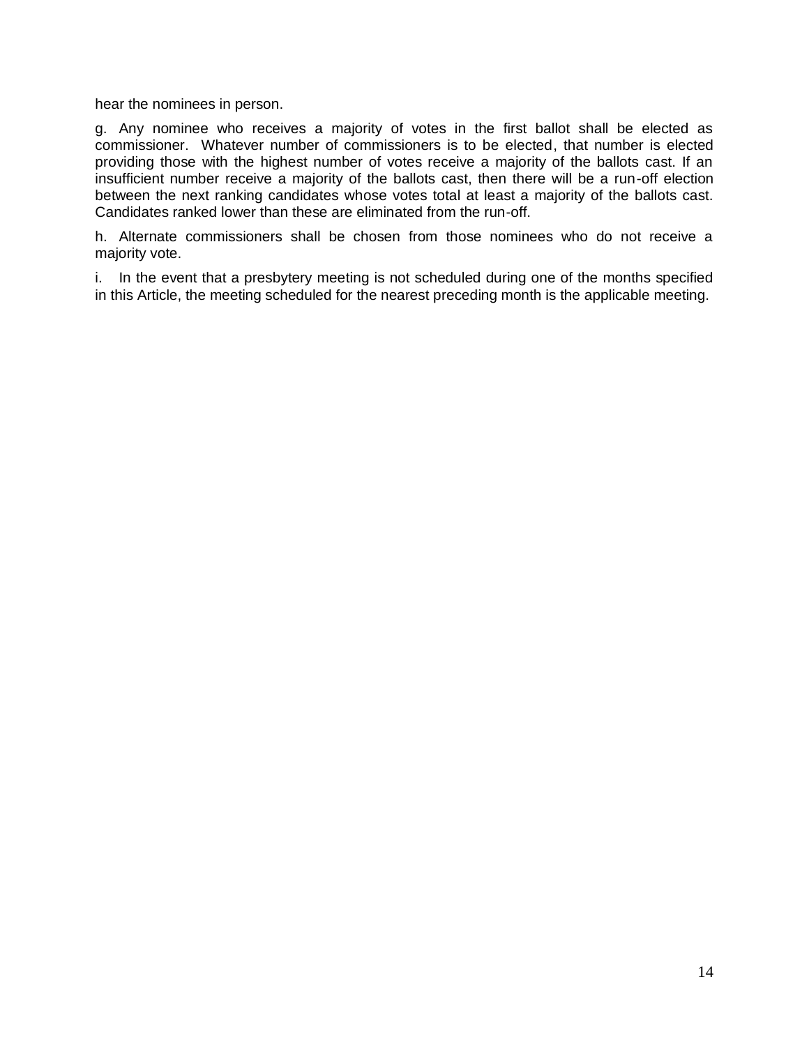hear the nominees in person.

g. Any nominee who receives a majority of votes in the first ballot shall be elected as commissioner. Whatever number of commissioners is to be elected, that number is elected providing those with the highest number of votes receive a majority of the ballots cast. If an insufficient number receive a majority of the ballots cast, then there will be a run-off election between the next ranking candidates whose votes total at least a majority of the ballots cast. Candidates ranked lower than these are eliminated from the run-off.

h. Alternate commissioners shall be chosen from those nominees who do not receive a majority vote.

i. In the event that a presbytery meeting is not scheduled during one of the months specified in this Article, the meeting scheduled for the nearest preceding month is the applicable meeting.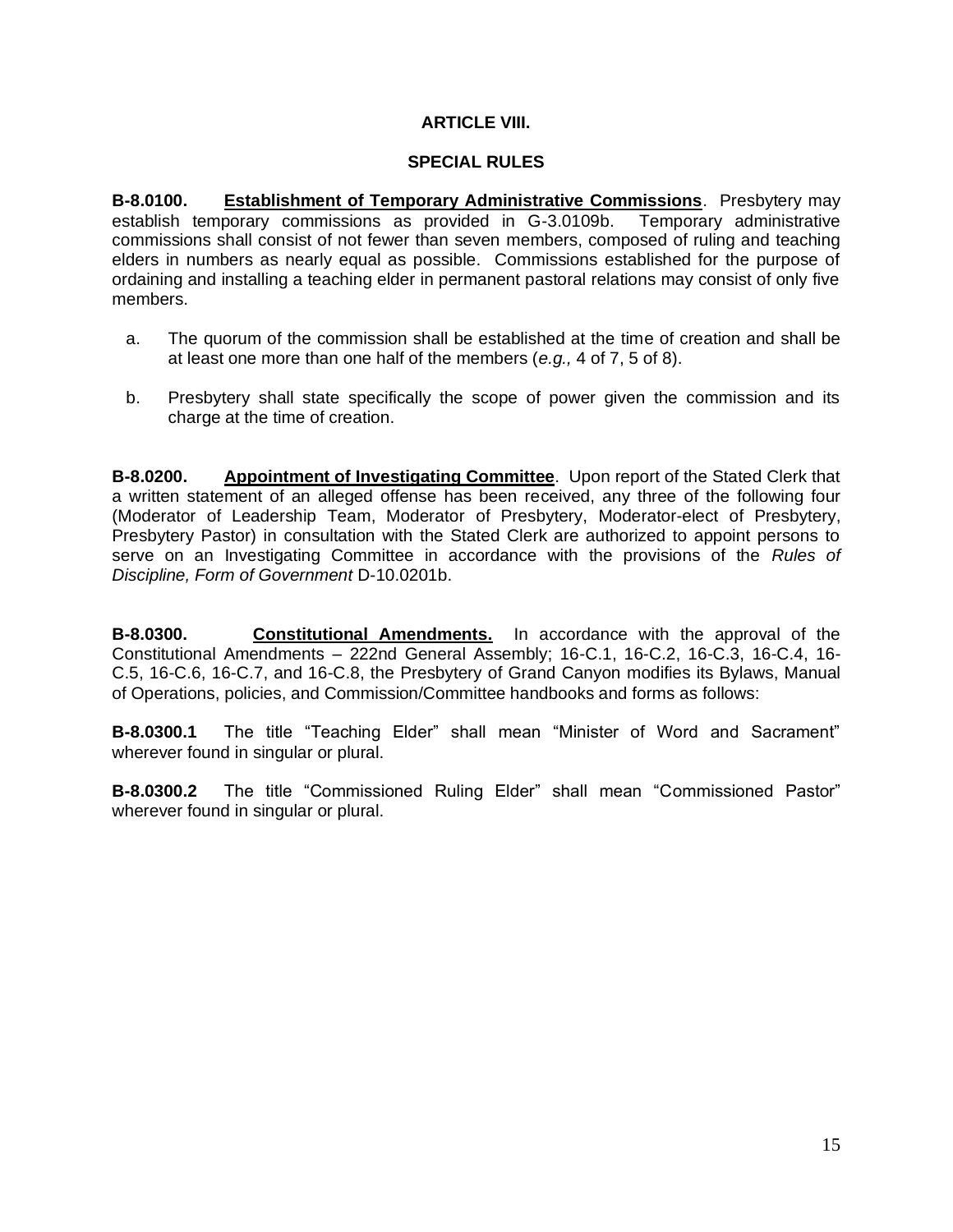## ARTICLE VIII.

## SPECIAL RULES

**B-8.0100.** **Establishment of Temporary Administrative Commissions**. Presbytery may establish temporary commissions as provided in G-3.0109b. Temporary administrative commissions shall consist of not fewer than seven members, composed of ruling and teaching elders in numbers as nearly equal as possible. Commissions established for the purpose of ordaining and installing a teaching elder in permanent pastoral relations may consist of only five members.

a. The quorum of the commission shall be established at the time of creation and shall be at least one more than one half of the members (*e.g.,* 4 of 7, 5 of 8).

b. Presbytery shall state specifically the scope of power given the commission and its charge at the time of creation.

**B-8.0200.** **Appointment of Investigating Committee**. Upon report of the Stated Clerk that a written statement of an alleged offense has been received, any three of the following four (Moderator of Leadership Team, Moderator of Presbytery, Moderator-elect of Presbytery, Presbytery Pastor) in consultation with the Stated Clerk are authorized to appoint persons to serve on an Investigating Committee in accordance with the provisions of the *Rules of Discipline, Form of Government* D-10.0201b.

**B-8.0300.** **Constitutional Amendments.** In accordance with the approval of the Constitutional Amendments – 222nd General Assembly; 16-C.1, 16-C.2, 16-C.3, 16-C.4, 16-C.5, 16-C.6, 16-C.7, and 16-C.8, the Presbytery of Grand Canyon modifies its Bylaws, Manual of Operations, policies, and Commission/Committee handbooks and forms as follows:

**B-8.0300.1** The title "Teaching Elder" shall mean "Minister of Word and Sacrament" wherever found in singular or plural.

**B-8.0300.2** The title "Commissioned Ruling Elder" shall mean "Commissioned Pastor" wherever found in singular or plural.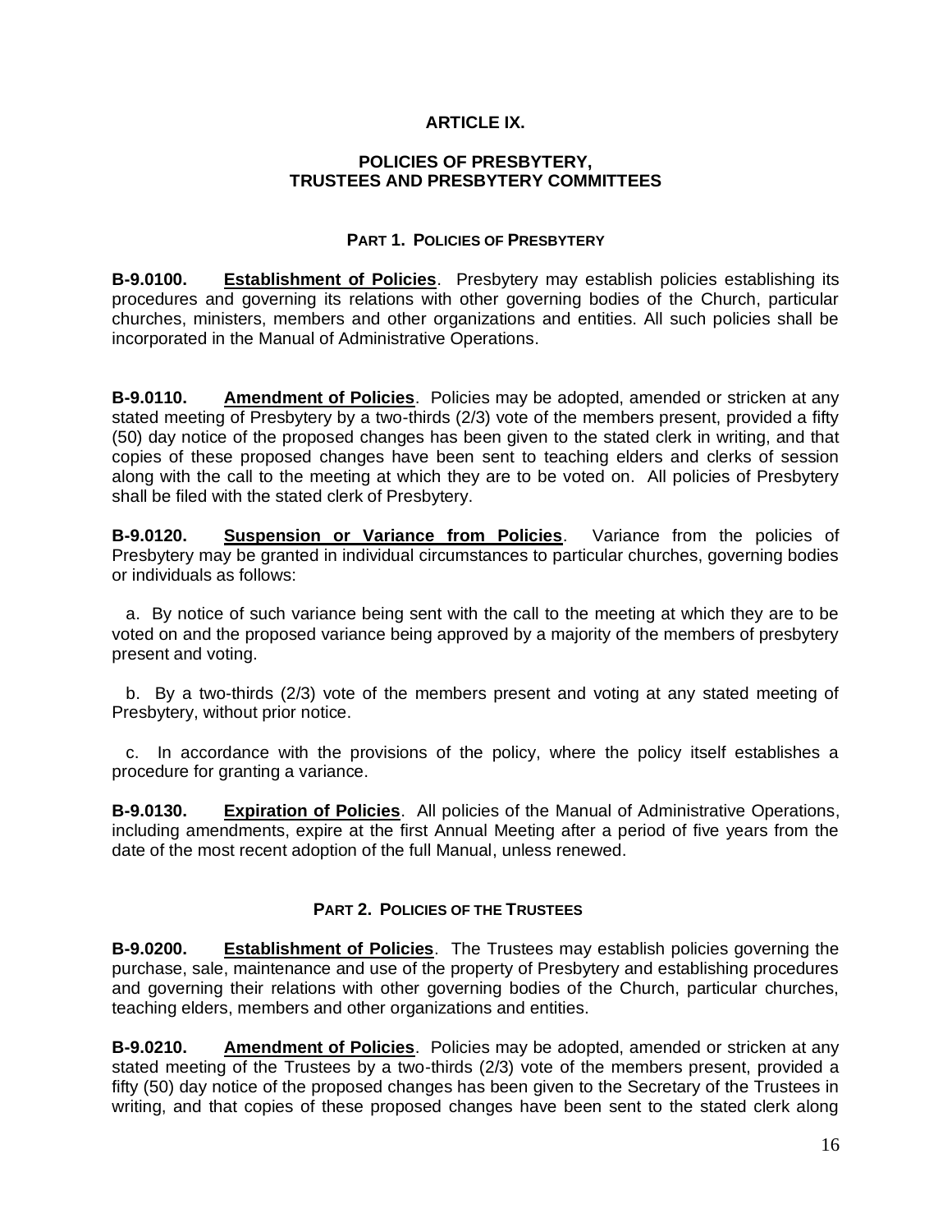## ARTICLE IX.

### POLICIES OF PRESBYTERY, TRUSTEES AND PRESBYTERY COMMITTEES

#### PART 1. POLICIES OF PRESBYTERY

**B-9.0100.** **Establishment of Policies**. Presbytery may establish policies establishing its procedures and governing its relations with other governing bodies of the Church, particular churches, ministers, members and other organizations and entities. All such policies shall be incorporated in the Manual of Administrative Operations.

**B-9.0110.** **Amendment of Policies**. Policies may be adopted, amended or stricken at any stated meeting of Presbytery by a two-thirds (2/3) vote of the members present, provided a fifty (50) day notice of the proposed changes has been given to the stated clerk in writing, and that copies of these proposed changes have been sent to teaching elders and clerks of session along with the call to the meeting at which they are to be voted on. All policies of Presbytery shall be filed with the stated clerk of Presbytery.

**B-9.0120.** **Suspension or Variance from Policies**. Variance from the policies of Presbytery may be granted in individual circumstances to particular churches, governing bodies or individuals as follows:

a. By notice of such variance being sent with the call to the meeting at which they are to be voted on and the proposed variance being approved by a majority of the members of presbytery present and voting.

b. By a two-thirds (2/3) vote of the members present and voting at any stated meeting of Presbytery, without prior notice.

c. In accordance with the provisions of the policy, where the policy itself establishes a procedure for granting a variance.

**B-9.0130.** **Expiration of Policies**. All policies of the Manual of Administrative Operations, including amendments, expire at the first Annual Meeting after a period of five years from the date of the most recent adoption of the full Manual, unless renewed.

#### PART 2. POLICIES OF THE TRUSTEES

**B-9.0200.** **Establishment of Policies**. The Trustees may establish policies governing the purchase, sale, maintenance and use of the property of Presbytery and establishing procedures and governing their relations with other governing bodies of the Church, particular churches, teaching elders, members and other organizations and entities.

**B-9.0210.** **Amendment of Policies**. Policies may be adopted, amended or stricken at any stated meeting of the Trustees by a two-thirds (2/3) vote of the members present, provided a fifty (50) day notice of the proposed changes has been given to the Secretary of the Trustees in writing, and that copies of these proposed changes have been sent to the stated clerk along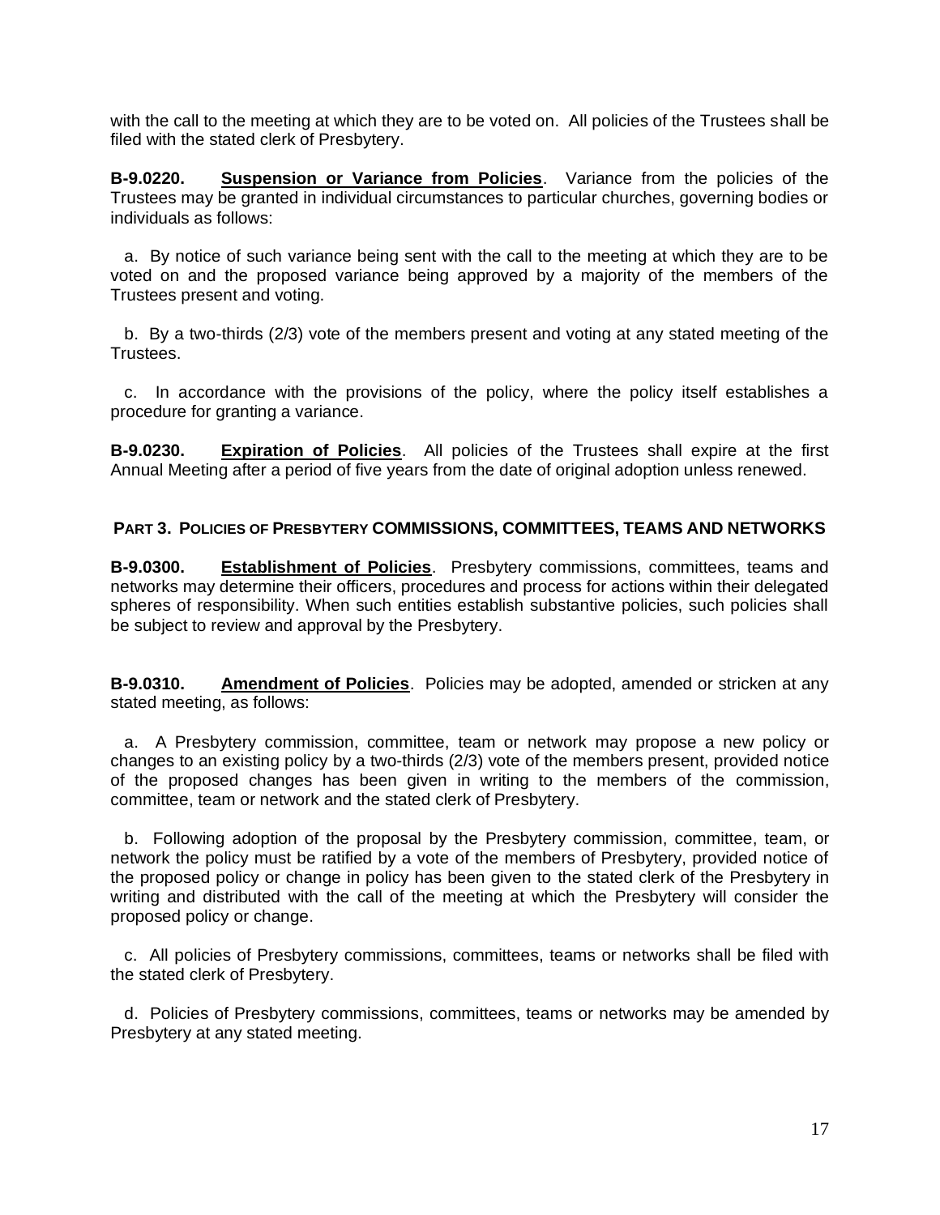with the call to the meeting at which they are to be voted on. All policies of the Trustees shall be filed with the stated clerk of Presbytery.

**B-9.0220.** **Suspension or Variance from Policies**. Variance from the policies of the Trustees may be granted in individual circumstances to particular churches, governing bodies or individuals as follows:

a. By notice of such variance being sent with the call to the meeting at which they are to be voted on and the proposed variance being approved by a majority of the members of the Trustees present and voting.

b. By a two-thirds (2/3) vote of the members present and voting at any stated meeting of the Trustees.

c. In accordance with the provisions of the policy, where the policy itself establishes a procedure for granting a variance.

**B-9.0230.** **Expiration of Policies**. All policies of the Trustees shall expire at the first Annual Meeting after a period of five years from the date of original adoption unless renewed.

## PART 3. POLICIES OF PRESBYTERY COMMISSIONS, COMMITTEES, TEAMS AND NETWORKS

**B-9.0300.** **Establishment of Policies**. Presbytery commissions, committees, teams and networks may determine their officers, procedures and process for actions within their delegated spheres of responsibility. When such entities establish substantive policies, such policies shall be subject to review and approval by the Presbytery.

**B-9.0310.** **Amendment of Policies**. Policies may be adopted, amended or stricken at any stated meeting, as follows:

a. A Presbytery commission, committee, team or network may propose a new policy or changes to an existing policy by a two-thirds (2/3) vote of the members present, provided notice of the proposed changes has been given in writing to the members of the commission, committee, team or network and the stated clerk of Presbytery.

b. Following adoption of the proposal by the Presbytery commission, committee, team, or network the policy must be ratified by a vote of the members of Presbytery, provided notice of the proposed policy or change in policy has been given to the stated clerk of the Presbytery in writing and distributed with the call of the meeting at which the Presbytery will consider the proposed policy or change.

c. All policies of Presbytery commissions, committees, teams or networks shall be filed with the stated clerk of Presbytery.

d. Policies of Presbytery commissions, committees, teams or networks may be amended by Presbytery at any stated meeting.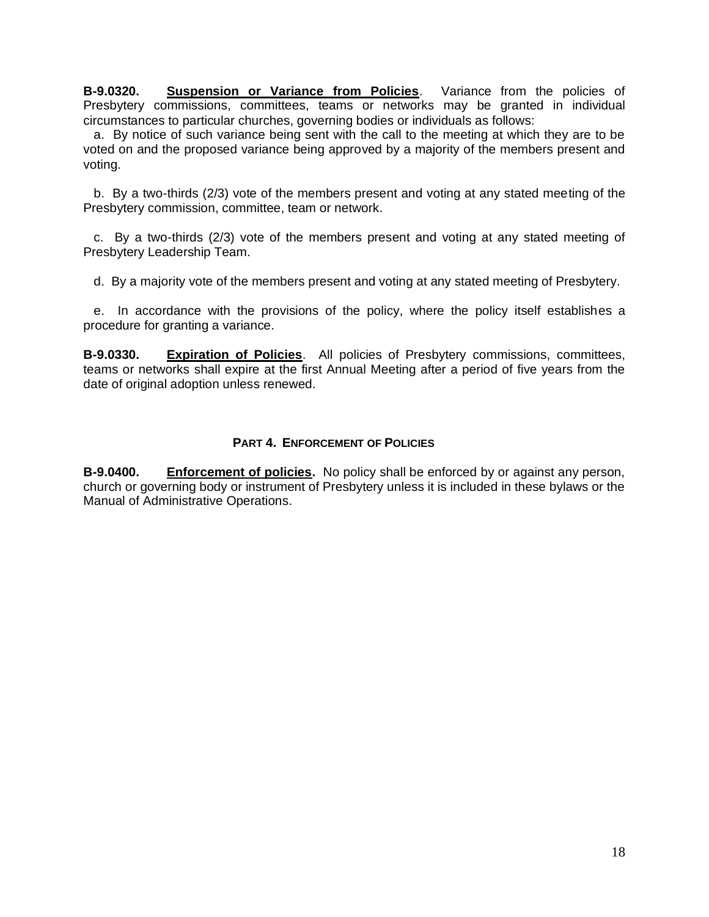**B-9.0320.** **Suspension or Variance from Policies**. Variance from the policies of Presbytery commissions, committees, teams or networks may be granted in individual circumstances to particular churches, governing bodies or individuals as follows:

a. By notice of such variance being sent with the call to the meeting at which they are to be voted on and the proposed variance being approved by a majority of the members present and voting.

b. By a two-thirds (2/3) vote of the members present and voting at any stated meeting of the Presbytery commission, committee, team or network.

c. By a two-thirds (2/3) vote of the members present and voting at any stated meeting of Presbytery Leadership Team.

d. By a majority vote of the members present and voting at any stated meeting of Presbytery.

e. In accordance with the provisions of the policy, where the policy itself establishes a procedure for granting a variance.

**B-9.0330.** **Expiration of Policies**. All policies of Presbytery commissions, committees, teams or networks shall expire at the first Annual Meeting after a period of five years from the date of original adoption unless renewed.

## PART 4. ENFORCEMENT OF POLICIES

**B-9.0400.** **Enforcement of policies.** No policy shall be enforced by or against any person, church or governing body or instrument of Presbytery unless it is included in these bylaws or the Manual of Administrative Operations.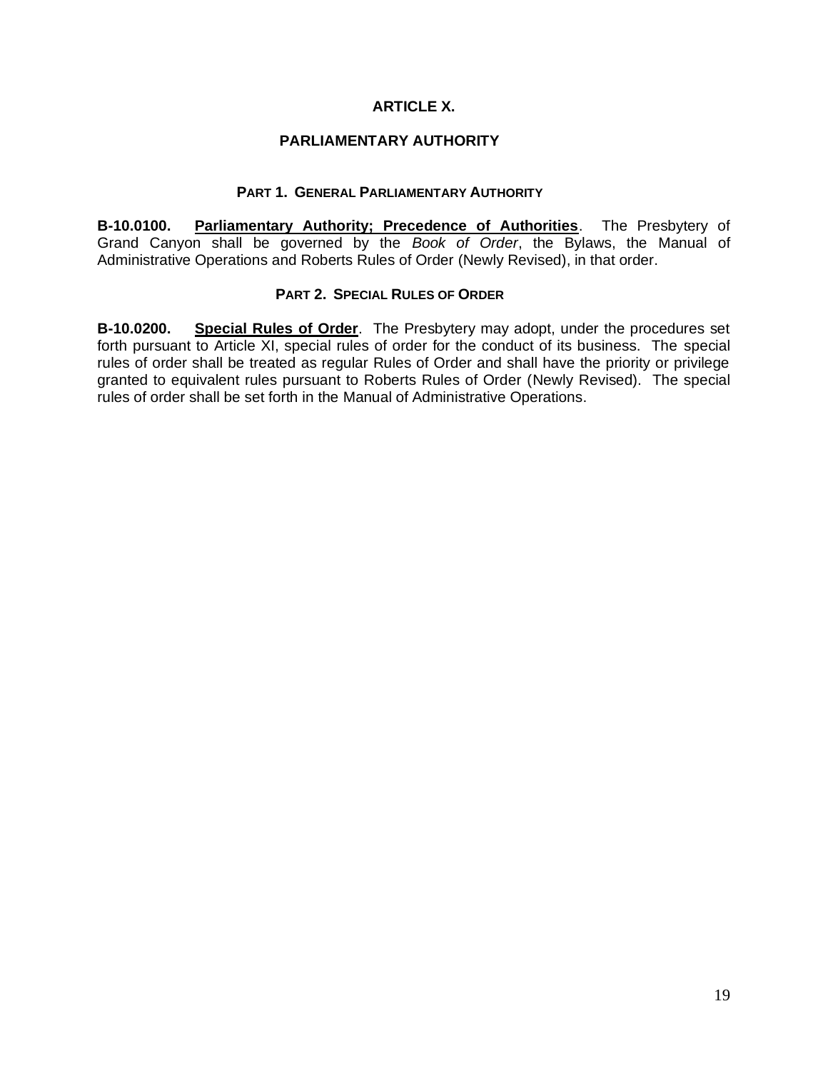# ARTICLE X.

# PARLIAMENTARY AUTHORITY

### PART 1. GENERAL PARLIAMENTARY AUTHORITY

**B-10.0100.** **Parliamentary Authority; Precedence of Authorities**. The Presbytery of Grand Canyon shall be governed by the *Book of Order*, the Bylaws, the Manual of Administrative Operations and Roberts Rules of Order (Newly Revised), in that order.

### PART 2. SPECIAL RULES OF ORDER

**B-10.0200.** **Special Rules of Order**. The Presbytery may adopt, under the procedures set forth pursuant to Article XI, special rules of order for the conduct of its business. The special rules of order shall be treated as regular Rules of Order and shall have the priority or privilege granted to equivalent rules pursuant to Roberts Rules of Order (Newly Revised). The special rules of order shall be set forth in the Manual of Administrative Operations.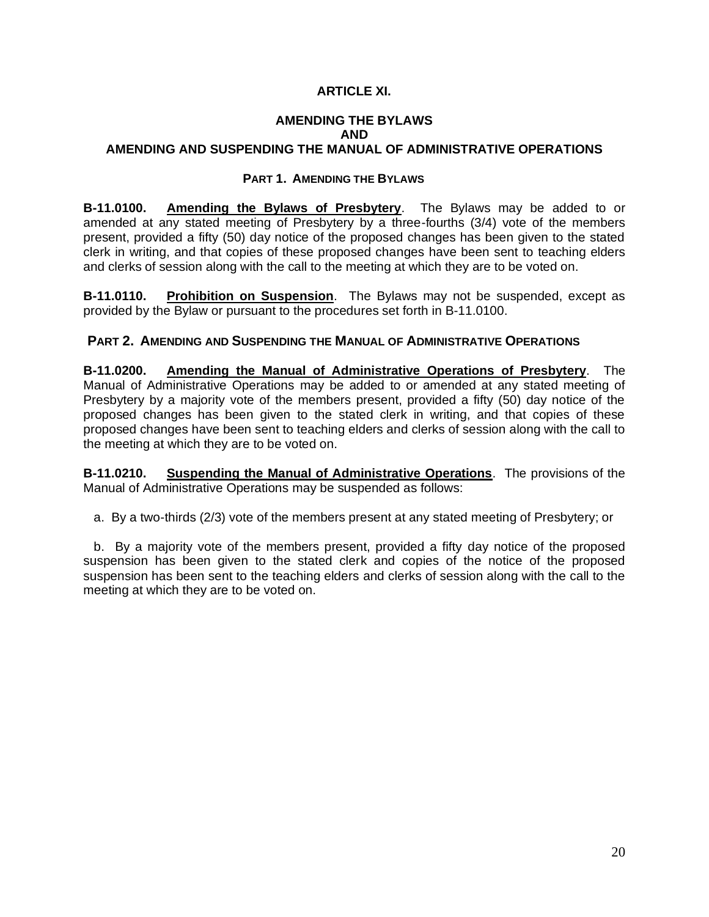# ARTICLE XI.

## AMENDING THE BYLAWS AND AMENDING AND SUSPENDING THE MANUAL OF ADMINISTRATIVE OPERATIONS

### PART 1. AMENDING THE BYLAWS

**B-11.0100. Amending the Bylaws of Presbytery**. The Bylaws may be added to or amended at any stated meeting of Presbytery by a three-fourths (3/4) vote of the members present, provided a fifty (50) day notice of the proposed changes has been given to the stated clerk in writing, and that copies of these proposed changes have been sent to teaching elders and clerks of session along with the call to the meeting at which they are to be voted on.

**B-11.0110. Prohibition on Suspension**. The Bylaws may not be suspended, except as provided by the Bylaw or pursuant to the procedures set forth in B-11.0100.

### PART 2. AMENDING AND SUSPENDING THE MANUAL OF ADMINISTRATIVE OPERATIONS

**B-11.0200. Amending the Manual of Administrative Operations of Presbytery**. The Manual of Administrative Operations may be added to or amended at any stated meeting of Presbytery by a majority vote of the members present, provided a fifty (50) day notice of the proposed changes has been given to the stated clerk in writing, and that copies of these proposed changes have been sent to teaching elders and clerks of session along with the call to the meeting at which they are to be voted on.

**B-11.0210. Suspending the Manual of Administrative Operations**. The provisions of the Manual of Administrative Operations may be suspended as follows:

a. By a two-thirds (2/3) vote of the members present at any stated meeting of Presbytery; or

b. By a majority vote of the members present, provided a fifty day notice of the proposed suspension has been given to the stated clerk and copies of the notice of the proposed suspension has been sent to the teaching elders and clerks of session along with the call to the meeting at which they are to be voted on.